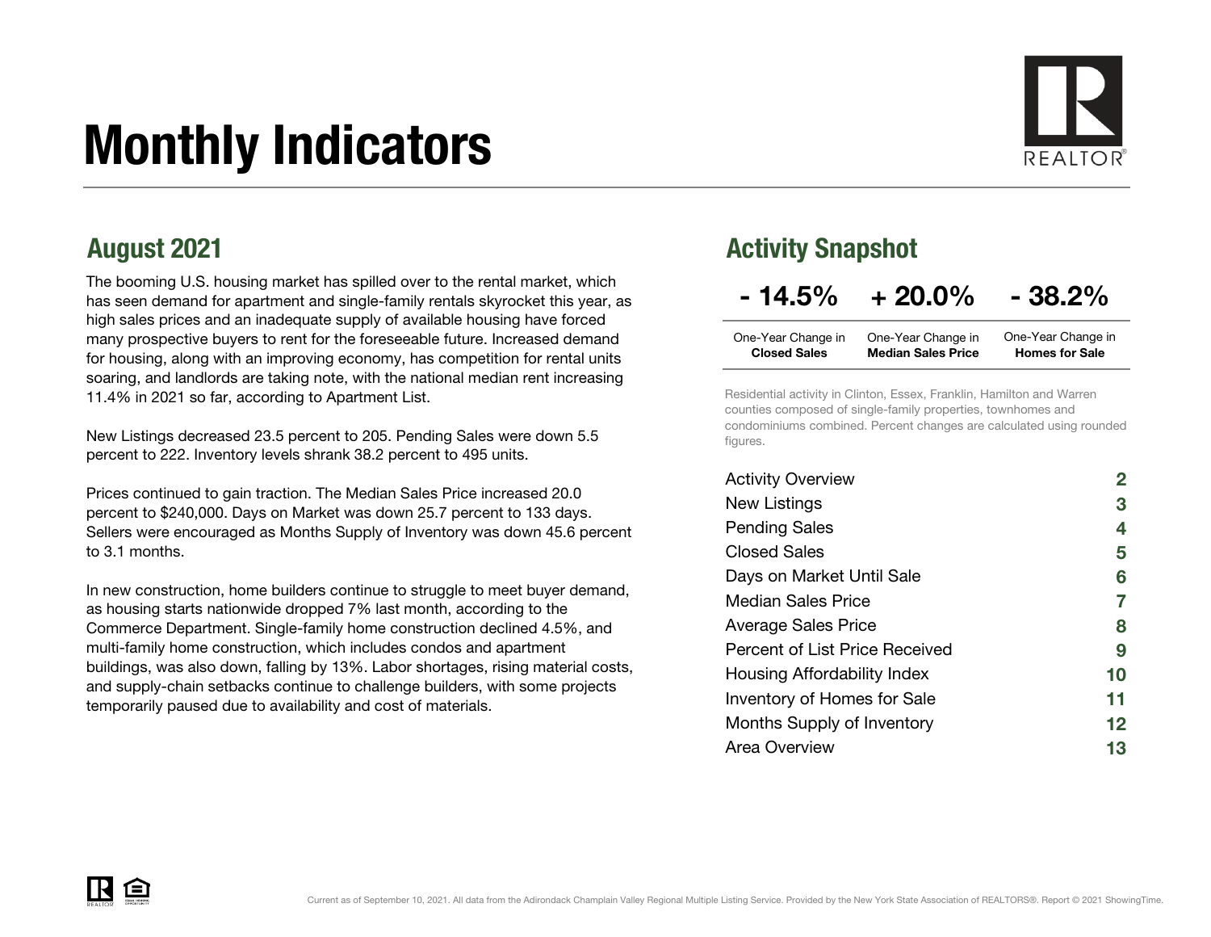# Monthly Indicators

## August 2021

The booming U.S. housing market has spilled over to the rental market, which has seen demand for apartment and single-family rentals skyrocket this year, as high sales prices and an inadequate supply of available housing have forced many prospective buyers to rent for the foreseeable future. Increased demand for housing, along with an improving economy, has competition for rental units soaring, and landlords are taking note, with the national median rent increasing 11.4% in 2021 so far, according to Apartment List.

New Listings decreased 23.5 percent to 205. Pending Sales were down 5.5 percent to 222. Inventory levels shrank 38.2 percent to 495 units.

Prices continued to gain traction. The Median Sales Price increased 20.0 percent to $240,000. Days on Market was down 25.7 percent to 133 days. Sellers were encouraged as Months Supply of Inventory was down 45.6 percent to 3.1 months.

In new construction, home builders continue to struggle to meet buyer demand, as housing starts nationwide dropped 7% last month, according to the Commerce Department. Single-family home construction declined 4.5%, and multi-family home construction, which includes condos and apartment buildings, was also down, falling by 13%. Labor shortages, rising material costs, and supply-chain setbacks continue to challenge builders, with some projects temporarily paused due to availability and cost of materials.

## Activity Snapshot

| - 14.5% | + 20.0% | - 38.2% |
|---|---|---|
| One-Year Change in **Closed Sales** | One-Year Change in **Median Sales Price** | One-Year Change in **Homes for Sale** |

Residential activity in Clinton, Essex, Franklin, Hamilton and Warren counties composed of single-family properties, townhomes and condominiums combined. Percent changes are calculated using rounded figures.

| | |
|---|---|
| Activity Overview | 2 |
| New Listings | 3 |
| Pending Sales | 4 |
| Closed Sales | 5 |
| Days on Market Until Sale | 6 |
| Median Sales Price | 7 |
| Average Sales Price | 8 |
| Percent of List Price Received | 9 |
| Housing Affordability Index | 10 |
| Inventory of Homes for Sale | 11 |
| Months Supply of Inventory | 12 |
| Area Overview | 13 |

Current as of September 10, 2021. All data from the Adirondack Champlain Valley Regional Multiple Listing Service. Provided by the New York State Association of REALTORS®. Report © 2021 ShowingTime.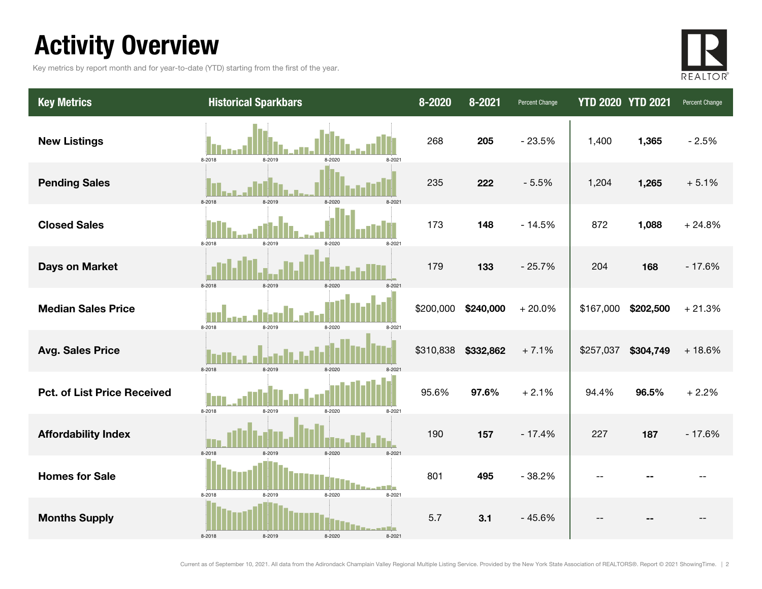# Activity Overview

Key metrics by report month and for year-to-date (YTD) starting from the first of the year.

| Key Metrics | Historical Sparkbars | 8-2020 | 8-2021 | Percent Change | YTD 2020 | YTD 2021 | Percent Change |
|---|---|---|---|---|---|---|---|
| **New Listings** | 8-2018 8-2019 8-2020 8-2021 | 268 | **205** | - 23.5% | 1,400 | **1,365** | - 2.5% |
| **Pending Sales** | 8-2018 8-2019 8-2020 8-2021 | 235 | **222** | - 5.5% | 1,204 | **1,265** | + 5.1% |
| **Closed Sales** | 8-2018 8-2019 8-2020 8-2021 | 173 | **148** | - 14.5% | 872 | **1,088** | + 24.8% |
| **Days on Market** | 8-2018 8-2019 8-2020 8-2021 | 179 | **133** | - 25.7% | 204 | **168** | - 17.6% |
| **Median Sales Price** | 8-2018 8-2019 8-2020 8-2021 | $200,000 | **$240,000** | + 20.0% | $167,000 | **$202,500** | + 21.3% |
| **Avg. Sales Price** | 8-2018 8-2019 8-2020 8-2021 | $310,838 | **$332,862** | + 7.1% | $257,037 | **$304,749** | + 18.6% |
| **Pct. of List Price Received** | 8-2018 8-2019 8-2020 8-2021 | 95.6% | **97.6%** | + 2.1% | 94.4% | **96.5%** | + 2.2% |
| **Affordability Index** | 8-2018 8-2019 8-2020 8-2021 | 190 | **157** | - 17.4% | 227 | **187** | - 17.6% |
| **Homes for Sale** | 8-2018 8-2019 8-2020 8-2021 | 801 | **495** | - 38.2% | -- | **--** | -- |
| **Months Supply** | 8-2018 8-2019 8-2020 8-2021 | 5.7 | **3.1** | - 45.6% | -- | **--** | -- |

Current as of September 10, 2021. All data from the Adirondack Champlain Valley Regional Multiple Listing Service. Provided by the New York State Association of REALTORS®. Report © 2021 ShowingTime.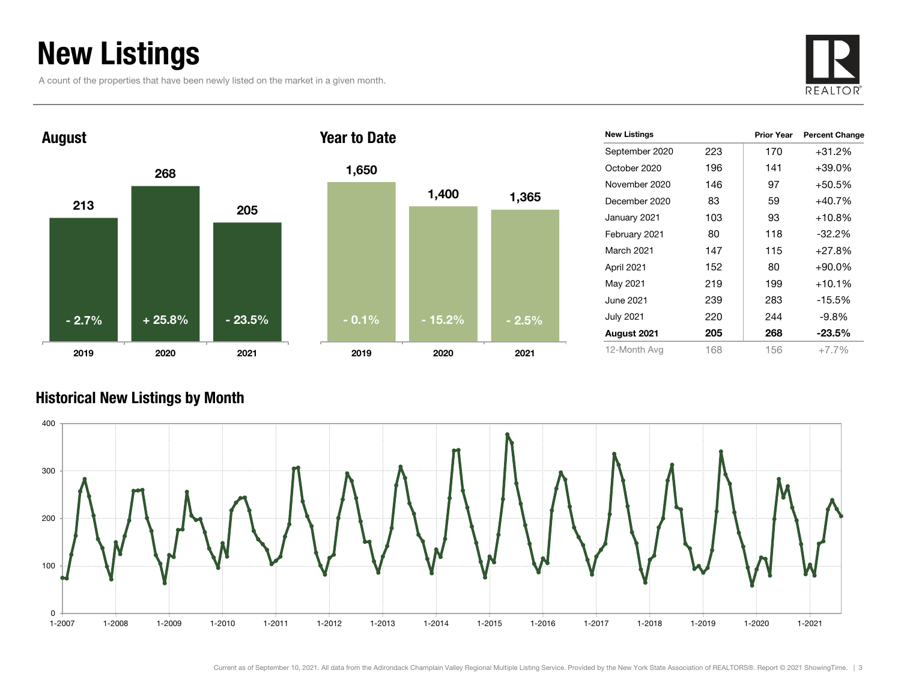# New Listings

A count of the properties that have been newly listed on the market in a given month.

## August

| Year | New Listings | Change |
|---|---|---|
| 2019 | 213 | - 2.7% |
| 2020 | 268 | + 25.8% |
| 2021 | 205 | - 23.5% |

## Year to Date

| Year | New Listings | Change |
|---|---|---|
| 2019 | 1,650 | - 0.1% |
| 2020 | 1,400 | - 15.2% |
| 2021 | 1,365 | - 2.5% |

| New Listings | | Prior Year | Percent Change |
|---|---|---|---|
| September 2020 | 223 | 170 | +31.2% |
| October 2020 | 196 | 141 | +39.0% |
| November 2020 | 146 | 97 | +50.5% |
| December 2020 | 83 | 59 | +40.7% |
| January 2021 | 103 | 93 | +10.8% |
| February 2021 | 80 | 118 | -32.2% |
| March 2021 | 147 | 115 | +27.8% |
| April 2021 | 152 | 80 | +90.0% |
| May 2021 | 219 | 199 | +10.1% |
| June 2021 | 239 | 283 | -15.5% |
| July 2021 | 220 | 244 | -9.8% |
| **August 2021** | **205** | **268** | **-23.5%** |
| 12-Month Avg | 168 | 156 | +7.7% |

## Historical New Listings by Month

Current as of September 10, 2021. All data from the Adirondack Champlain Valley Regional Multiple Listing Service. Provided by the New York State Association of REALTORS®. Report © 2021 ShowingTime.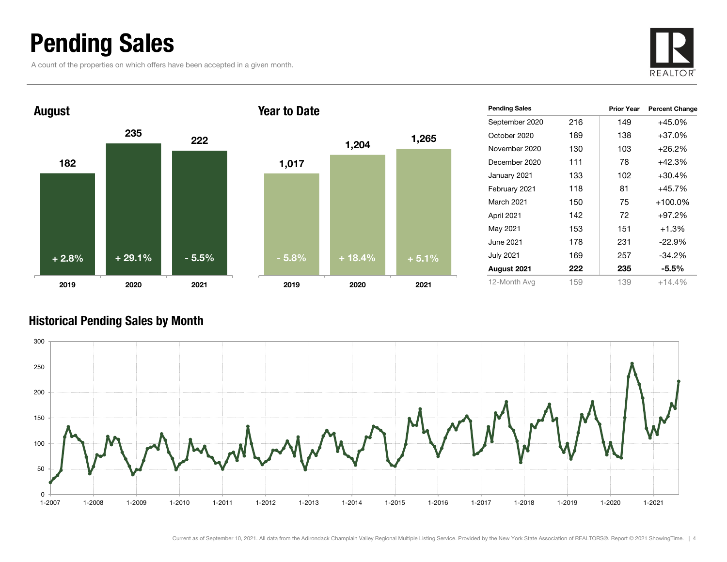# Pending Sales

A count of the properties on which offers have been accepted in a given month.

## August

| Year | Pending Sales | Change |
|---|---|---|
| 2019 | 182 | + 2.8% |
| 2020 | 235 | + 29.1% |
| 2021 | 222 | - 5.5% |

## Year to Date

| Year | Pending Sales | Change |
|---|---|---|
| 2019 | 1,017 | - 5.8% |
| 2020 | 1,204 | + 18.4% |
| 2021 | 1,265 | + 5.1% |

| Pending Sales | | Prior Year | Percent Change |
|---|---|---|---|
| September 2020 | 216 | 149 | +45.0% |
| October 2020 | 189 | 138 | +37.0% |
| November 2020 | 130 | 103 | +26.2% |
| December 2020 | 111 | 78 | +42.3% |
| January 2021 | 133 | 102 | +30.4% |
| February 2021 | 118 | 81 | +45.7% |
| March 2021 | 150 | 75 | +100.0% |
| April 2021 | 142 | 72 | +97.2% |
| May 2021 | 153 | 151 | +1.3% |
| June 2021 | 178 | 231 | -22.9% |
| July 2021 | 169 | 257 | -34.2% |
| **August 2021** | **222** | **235** | **-5.5%** |
| 12-Month Avg | 159 | 139 | +14.4% |

## Historical Pending Sales by Month

Current as of September 10, 2021. All data from the Adirondack Champlain Valley Regional Multiple Listing Service. Provided by the New York State Association of REALTORS®. Report © 2021 ShowingTime.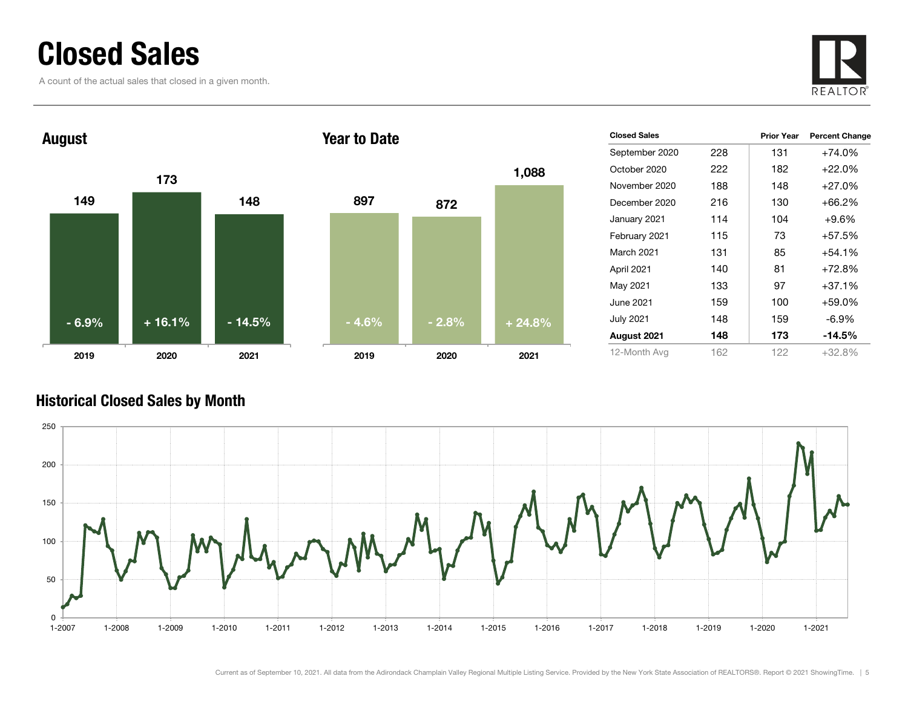# Closed Sales

A count of the actual sales that closed in a given month.

## August

| Year | Closed Sales | Change |
| --- | --- | --- |
| 2019 | 149 | - 6.9% |
| 2020 | 173 | + 16.1% |
| 2021 | 148 | - 14.5% |

## Year to Date

| Year | Closed Sales | Change |
| --- | --- | --- |
| 2019 | 897 | - 4.6% |
| 2020 | 872 | - 2.8% |
| 2021 | 1,088 | + 24.8% |

| Closed Sales | | Prior Year | Percent Change |
| --- | --- | --- | --- |
| September 2020 | 228 | 131 | +74.0% |
| October 2020 | 222 | 182 | +22.0% |
| November 2020 | 188 | 148 | +27.0% |
| December 2020 | 216 | 130 | +66.2% |
| January 2021 | 114 | 104 | +9.6% |
| February 2021 | 115 | 73 | +57.5% |
| March 2021 | 131 | 85 | +54.1% |
| April 2021 | 140 | 81 | +72.8% |
| May 2021 | 133 | 97 | +37.1% |
| June 2021 | 159 | 100 | +59.0% |
| July 2021 | 148 | 159 | -6.9% |
| **August 2021** | **148** | **173** | **-14.5%** |
| 12-Month Avg | 162 | 122 | +32.8% |

## Historical Closed Sales by Month

Current as of September 10, 2021. All data from the Adirondack Champlain Valley Regional Multiple Listing Service. Provided by the New York State Association of REALTORS®. Report © 2021 ShowingTime.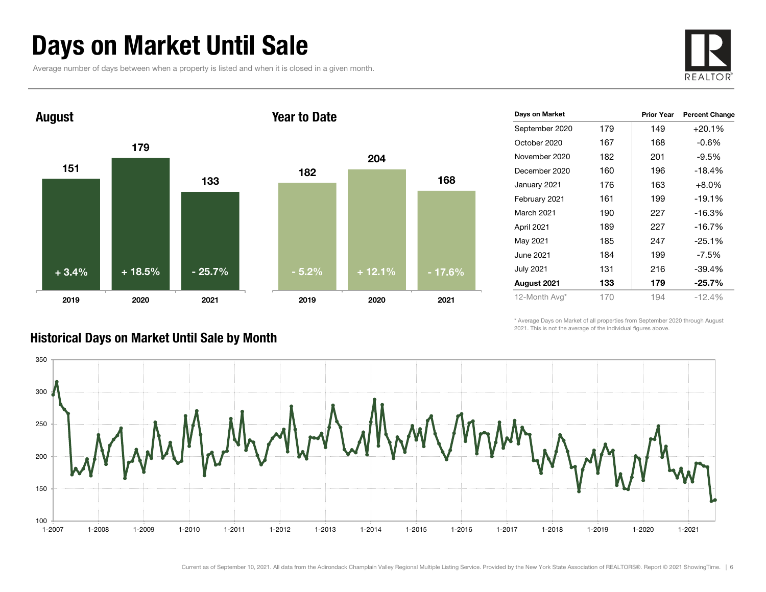# Days on Market Until Sale

Average number of days between when a property is listed and when it is closed in a given month.

## August

| | 2019 | 2020 | 2021 |
|---|---|---|---|
| Days | 151 | 179 | 133 |
| Change | + 3.4% | + 18.5% | - 25.7% |

## Year to Date

| | 2019 | 2020 | 2021 |
|---|---|---|---|
| Days | 182 | 204 | 168 |
| Change | - 5.2% | + 12.1% | - 17.6% |

| Days on Market | | Prior Year | Percent Change |
|---|---|---|---|
| September 2020 | 179 | 149 | +20.1% |
| October 2020 | 167 | 168 | -0.6% |
| November 2020 | 182 | 201 | -9.5% |
| December 2020 | 160 | 196 | -18.4% |
| January 2021 | 176 | 163 | +8.0% |
| February 2021 | 161 | 199 | -19.1% |
| March 2021 | 190 | 227 | -16.3% |
| April 2021 | 189 | 227 | -16.7% |
| May 2021 | 185 | 247 | -25.1% |
| June 2021 | 184 | 199 | -7.5% |
| July 2021 | 131 | 216 | -39.4% |
| **August 2021** | **133** | **179** | **-25.7%** |
| 12-Month Avg* | 170 | 194 | -12.4% |

\* Average Days on Market of all properties from September 2020 through August 2021. This is not the average of the individual figures above.

## Historical Days on Market Until Sale by Month

Current as of September 10, 2021. All data from the Adirondack Champlain Valley Regional Multiple Listing Service. Provided by the New York State Association of REALTORS®. Report © 2021 ShowingTime.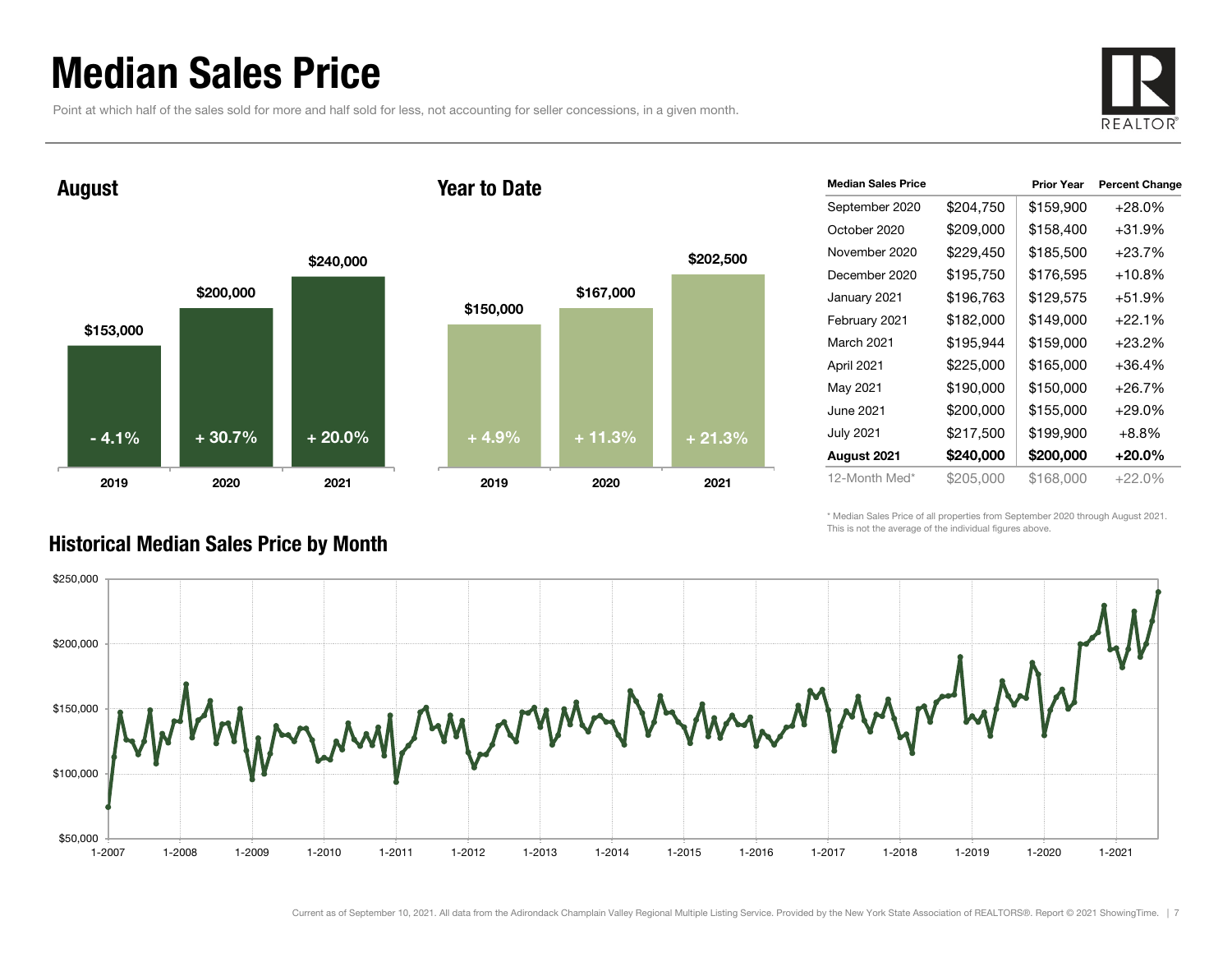# Median Sales Price

Point at which half of the sales sold for more and half sold for less, not accounting for seller concessions, in a given month.

## August

| | 2019 | 2020 | 2021 |
|---|---|---|---|
| Median Sales Price | $153,000 | $200,000 | $240,000 |
| Change | - 4.1% | + 30.7% | + 20.0% |

## Year to Date

| | 2019 | 2020 | 2021 |
|---|---|---|---|
| Median Sales Price | $150,000 | $167,000 | $202,500 |
| Change | + 4.9% | + 11.3% | + 21.3% |

| Median Sales Price | | Prior Year | Percent Change |
|---|---|---|---|
| September 2020 | $204,750 | $159,900 | +28.0% |
| October 2020 | $209,000 | $158,400 | +31.9% |
| November 2020 | $229,450 | $185,500 | +23.7% |
| December 2020 | $195,750 | $176,595 | +10.8% |
| January 2021 | $196,763 | $129,575 | +51.9% |
| February 2021 | $182,000 | $149,000 | +22.1% |
| March 2021 | $195,944 | $159,000 | +23.2% |
| April 2021 | $225,000 | $165,000 | +36.4% |
| May 2021 | $190,000 | $150,000 | +26.7% |
| June 2021 | $200,000 | $155,000 | +29.0% |
| July 2021 | $217,500 | $199,900 | +8.8% |
| **August 2021** | **$240,000** | **$200,000** | **+20.0%** |
| 12-Month Med* | $205,000 | $168,000 | +22.0% |

\* Median Sales Price of all properties from September 2020 through August 2021. This is not the average of the individual figures above.

## Historical Median Sales Price by Month

Current as of September 10, 2021. All data from the Adirondack Champlain Valley Regional Multiple Listing Service. Provided by the New York State Association of REALTORS®. Report © 2021 ShowingTime.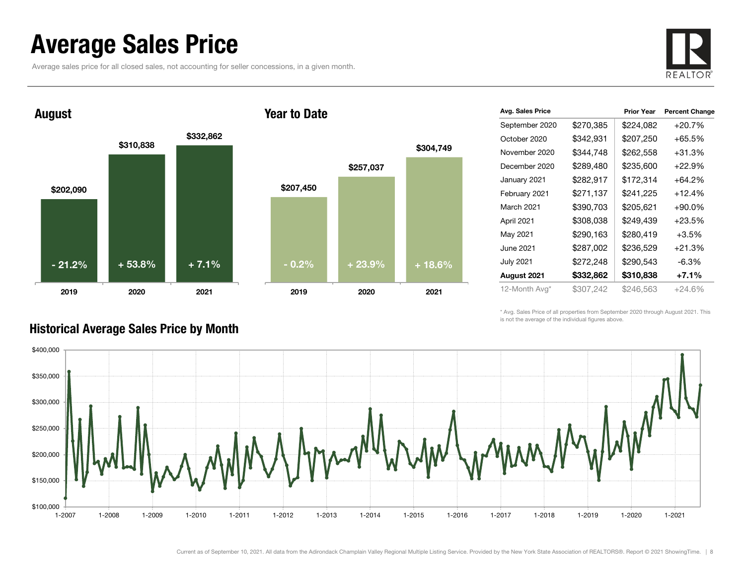# Average Sales Price

Average sales price for all closed sales, not accounting for seller concessions, in a given month.

## August

| Year | Avg. Sales Price | Change |
|---|---|---|
| 2019 | $202,090 | - 21.2% |
| 2020 | $310,838 | + 53.8% |
| 2021 | $332,862 | + 7.1% |

## Year to Date

| Year | Avg. Sales Price | Change |
|---|---|---|
| 2019 | $207,450 | - 0.2% |
| 2020 | $257,037 | + 23.9% |
| 2021 | $304,749 | + 18.6% |

| Avg. Sales Price | | Prior Year | Percent Change |
|---|---|---|---|
| September 2020 | $270,385 | $224,082 | +20.7% |
| October 2020 | $342,931 | $207,250 | +65.5% |
| November 2020 | $344,748 | $262,558 | +31.3% |
| December 2020 | $289,480 | $235,600 | +22.9% |
| January 2021 | $282,917 | $172,314 | +64.2% |
| February 2021 | $271,137 | $241,225 | +12.4% |
| March 2021 | $390,703 | $205,621 | +90.0% |
| April 2021 | $308,038 | $249,439 | +23.5% |
| May 2021 | $290,163 | $280,419 | +3.5% |
| June 2021 | $287,002 | $236,529 | +21.3% |
| July 2021 | $272,248 | $290,543 | -6.3% |
| **August 2021** | **$332,862** | **$310,838** | **+7.1%** |
| 12-Month Avg* | $307,242 | $246,563 | +24.6% |

\* Avg. Sales Price of all properties from September 2020 through August 2021. This is not the average of the individual figures above.

## Historical Average Sales Price by Month

Current as of September 10, 2021. All data from the Adirondack Champlain Valley Regional Multiple Listing Service. Provided by the New York State Association of REALTORS®. Report © 2021 ShowingTime.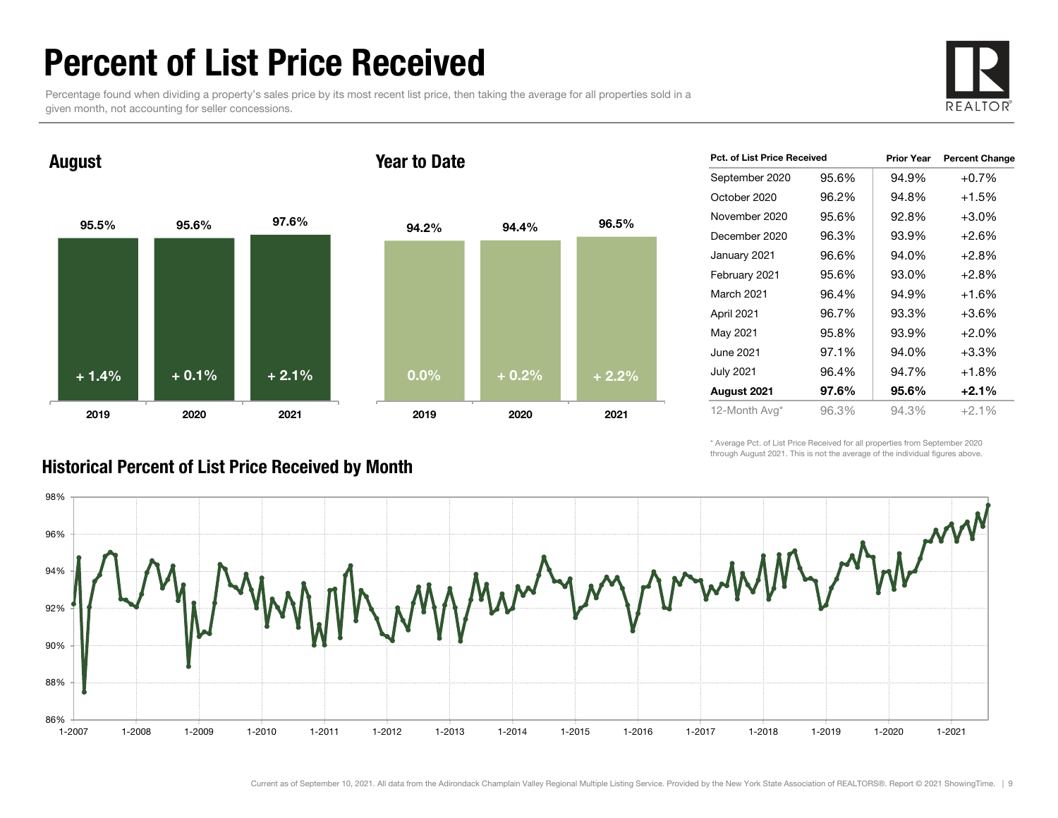# Percent of List Price Received

Percentage found when dividing a property's sales price by its most recent list price, then taking the average for all properties sold in a given month, not accounting for seller concessions.

## August

| | 2019 | 2020 | 2021 |
|---|---|---|---|
| Percent of List Price Received | 95.5% | 95.6% | 97.6% |
| Change | + 1.4% | + 0.1% | + 2.1% |

## Year to Date

| | 2019 | 2020 | 2021 |
|---|---|---|---|
| Percent of List Price Received | 94.2% | 94.4% | 96.5% |
| Change | 0.0% | + 0.2% | + 2.2% |

| Pct. of List Price Received | | Prior Year | Percent Change |
|---|---|---|---|
| September 2020 | 95.6% | 94.9% | +0.7% |
| October 2020 | 96.2% | 94.8% | +1.5% |
| November 2020 | 95.6% | 92.8% | +3.0% |
| December 2020 | 96.3% | 93.9% | +2.6% |
| January 2021 | 96.6% | 94.0% | +2.8% |
| February 2021 | 95.6% | 93.0% | +2.8% |
| March 2021 | 96.4% | 94.9% | +1.6% |
| April 2021 | 96.7% | 93.3% | +3.6% |
| May 2021 | 95.8% | 93.9% | +2.0% |
| June 2021 | 97.1% | 94.0% | +3.3% |
| July 2021 | 96.4% | 94.7% | +1.8% |
| **August 2021** | **97.6%** | **95.6%** | **+2.1%** |
| 12-Month Avg* | 96.3% | 94.3% | +2.1% |

\* Average Pct. of List Price Received for all properties from September 2020 through August 2021. This is not the average of the individual figures above.

## Historical Percent of List Price Received by Month

Current as of September 10, 2021. All data from the Adirondack Champlain Valley Regional Multiple Listing Service. Provided by the New York State Association of REALTORS®. Report © 2021 ShowingTime.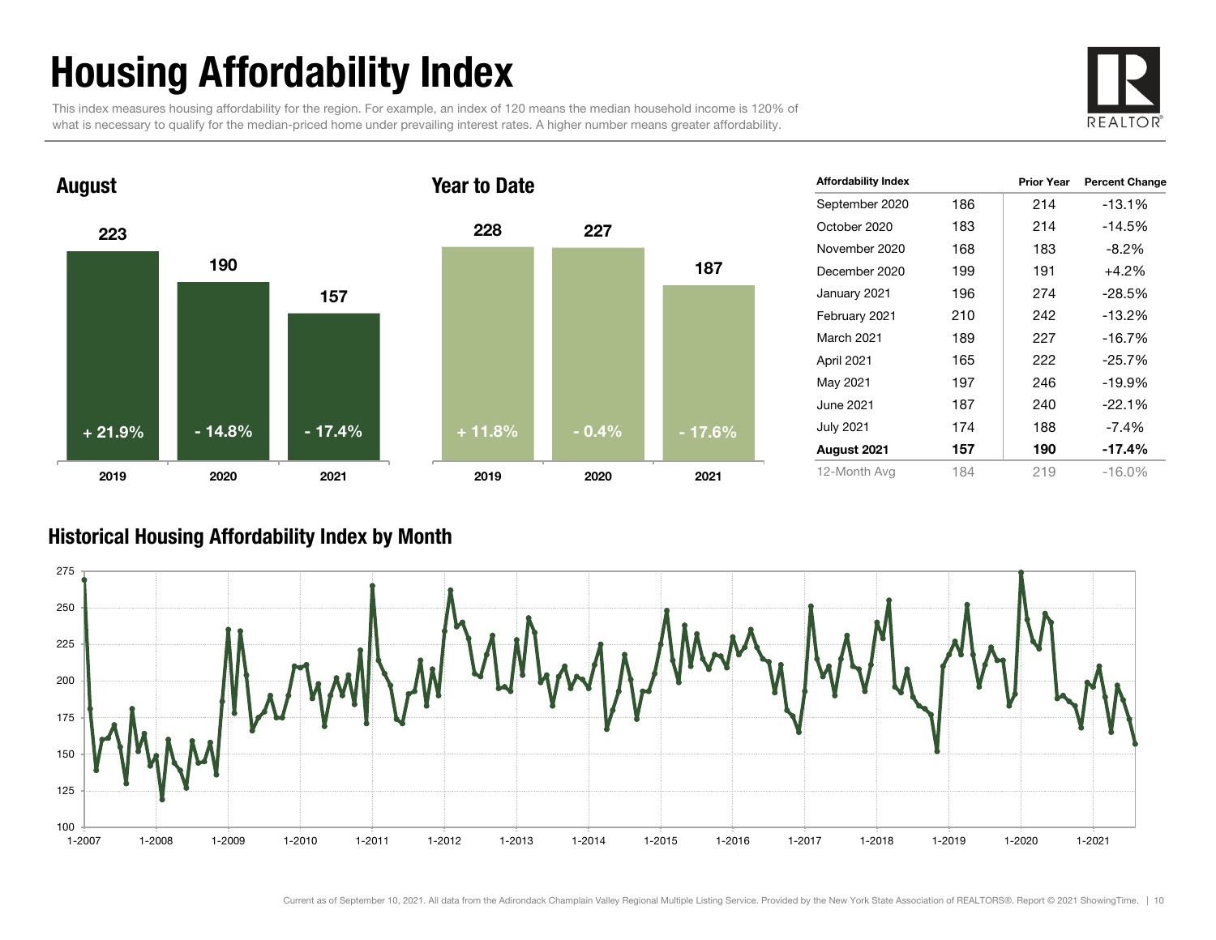# Housing Affordability Index

This index measures housing affordability for the region. For example, an index of 120 means the median household income is 120% of what is necessary to qualify for the median-priced home under prevailing interest rates. A higher number means greater affordability.

## August

| | 2019 | 2020 | 2021 |
|---|---|---|---|
| Index | 223 | 190 | 157 |
| Change | + 21.9% | - 14.8% | - 17.4% |

## Year to Date

| | 2019 | 2020 | 2021 |
|---|---|---|---|
| Index | 228 | 227 | 187 |
| Change | + 11.8% | - 0.4% | - 17.6% |

| Affordability Index | | Prior Year | Percent Change |
|---|---|---|---|
| September 2020 | 186 | 214 | -13.1% |
| October 2020 | 183 | 214 | -14.5% |
| November 2020 | 168 | 183 | -8.2% |
| December 2020 | 199 | 191 | +4.2% |
| January 2021 | 196 | 274 | -28.5% |
| February 2021 | 210 | 242 | -13.2% |
| March 2021 | 189 | 227 | -16.7% |
| April 2021 | 165 | 222 | -25.7% |
| May 2021 | 197 | 246 | -19.9% |
| June 2021 | 187 | 240 | -22.1% |
| July 2021 | 174 | 188 | -7.4% |
| **August 2021** | **157** | **190** | **-17.4%** |
| 12-Month Avg | 184 | 219 | -16.0% |

## Historical Housing Affordability Index by Month

Current as of September 10, 2021. All data from the Adirondack Champlain Valley Regional Multiple Listing Service. Provided by the New York State Association of REALTORS®. Report © 2021 ShowingTime.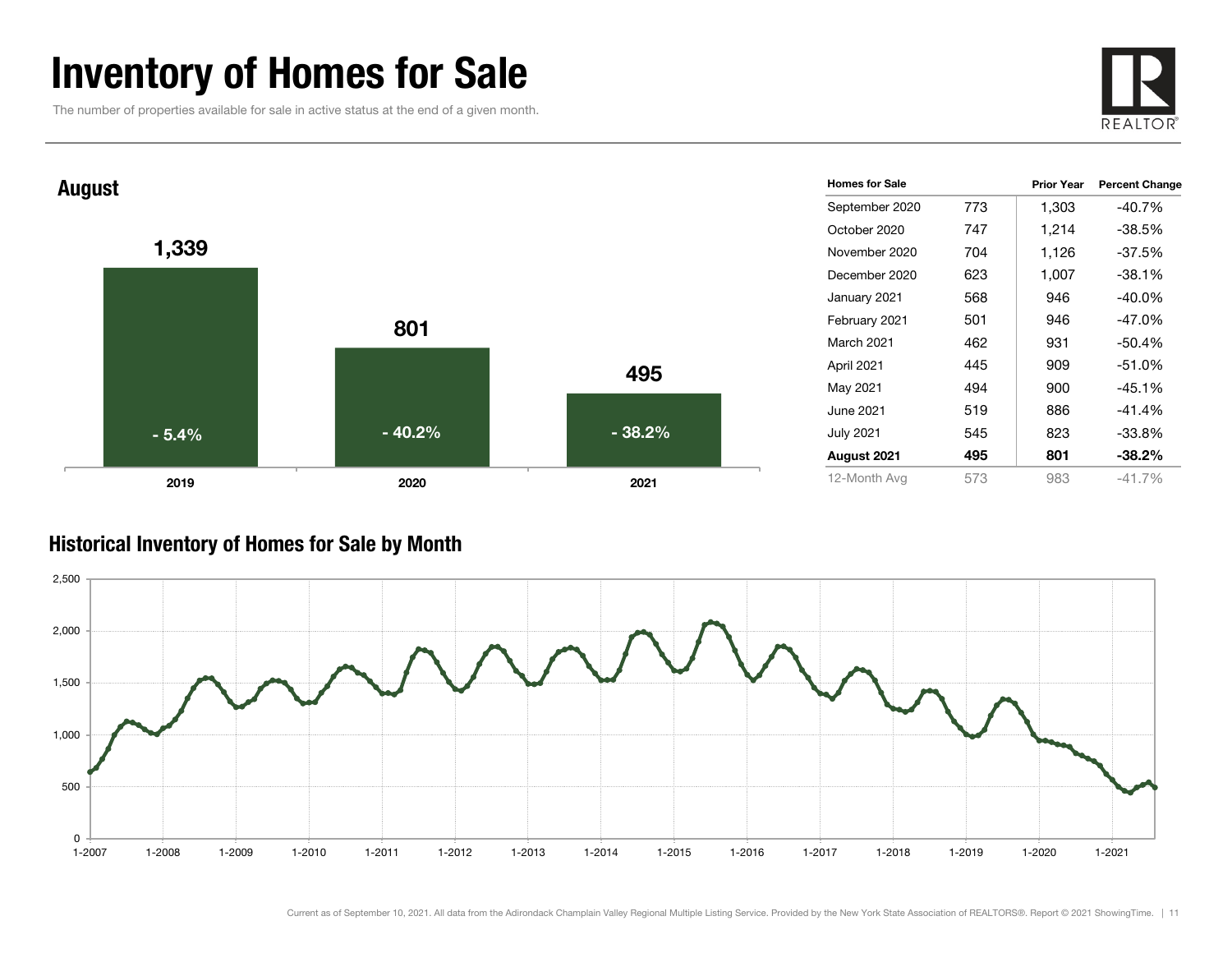# Inventory of Homes for Sale

The number of properties available for sale in active status at the end of a given month.

## August

| Year | Homes for Sale | Percent Change |
|---|---|---|
| 2019 | 1,339 | - 5.4% |
| 2020 | 801 | - 40.2% |
| 2021 | 495 | - 38.2% |

| Homes for Sale | | Prior Year | Percent Change |
|---|---|---|---|
| September 2020 | 773 | 1,303 | -40.7% |
| October 2020 | 747 | 1,214 | -38.5% |
| November 2020 | 704 | 1,126 | -37.5% |
| December 2020 | 623 | 1,007 | -38.1% |
| January 2021 | 568 | 946 | -40.0% |
| February 2021 | 501 | 946 | -47.0% |
| March 2021 | 462 | 931 | -50.4% |
| April 2021 | 445 | 909 | -51.0% |
| May 2021 | 494 | 900 | -45.1% |
| June 2021 | 519 | 886 | -41.4% |
| July 2021 | 545 | 823 | -33.8% |
| **August 2021** | **495** | **801** | **-38.2%** |
| 12-Month Avg | 573 | 983 | -41.7% |

## Historical Inventory of Homes for Sale by Month

Current as of September 10, 2021. All data from the Adirondack Champlain Valley Regional Multiple Listing Service. Provided by the New York State Association of REALTORS®. Report © 2021 ShowingTime.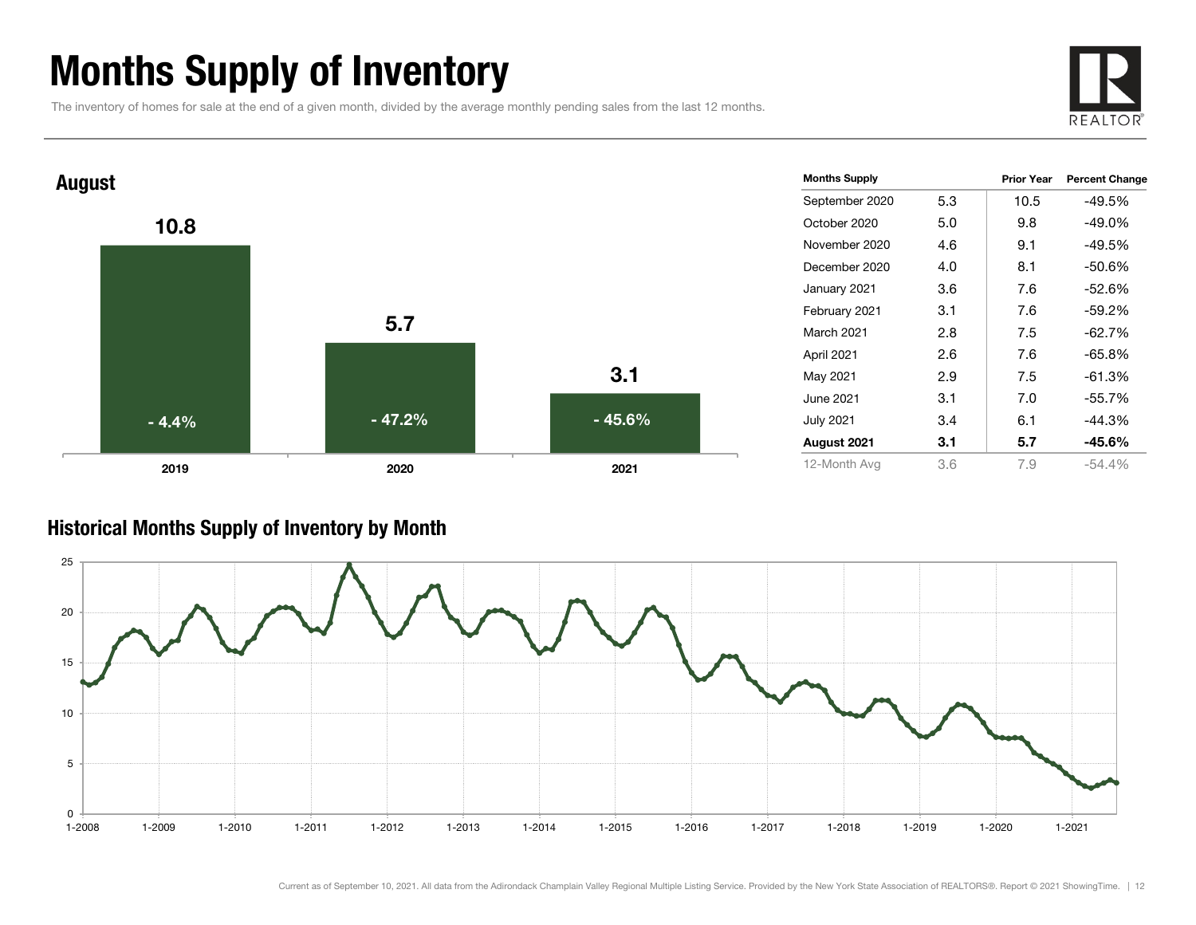# Months Supply of Inventory

The inventory of homes for sale at the end of a given month, divided by the average monthly pending sales from the last 12 months.

## August

| Year | Months Supply | Percent Change |
|---|---|---|
| 2019 | 10.8 | - 4.4% |
| 2020 | 5.7 | - 47.2% |
| 2021 | 3.1 | - 45.6% |

| Months Supply | | Prior Year | Percent Change |
|---|---|---|---|
| September 2020 | 5.3 | 10.5 | -49.5% |
| October 2020 | 5.0 | 9.8 | -49.0% |
| November 2020 | 4.6 | 9.1 | -49.5% |
| December 2020 | 4.0 | 8.1 | -50.6% |
| January 2021 | 3.6 | 7.6 | -52.6% |
| February 2021 | 3.1 | 7.6 | -59.2% |
| March 2021 | 2.8 | 7.5 | -62.7% |
| April 2021 | 2.6 | 7.6 | -65.8% |
| May 2021 | 2.9 | 7.5 | -61.3% |
| June 2021 | 3.1 | 7.0 | -55.7% |
| July 2021 | 3.4 | 6.1 | -44.3% |
| **August 2021** | **3.1** | **5.7** | **-45.6%** |
| 12-Month Avg | 3.6 | 7.9 | -54.4% |

## Historical Months Supply of Inventory by Month

Current as of September 10, 2021. All data from the Adirondack Champlain Valley Regional Multiple Listing Service. Provided by the New York State Association of REALTORS®. Report © 2021 ShowingTime.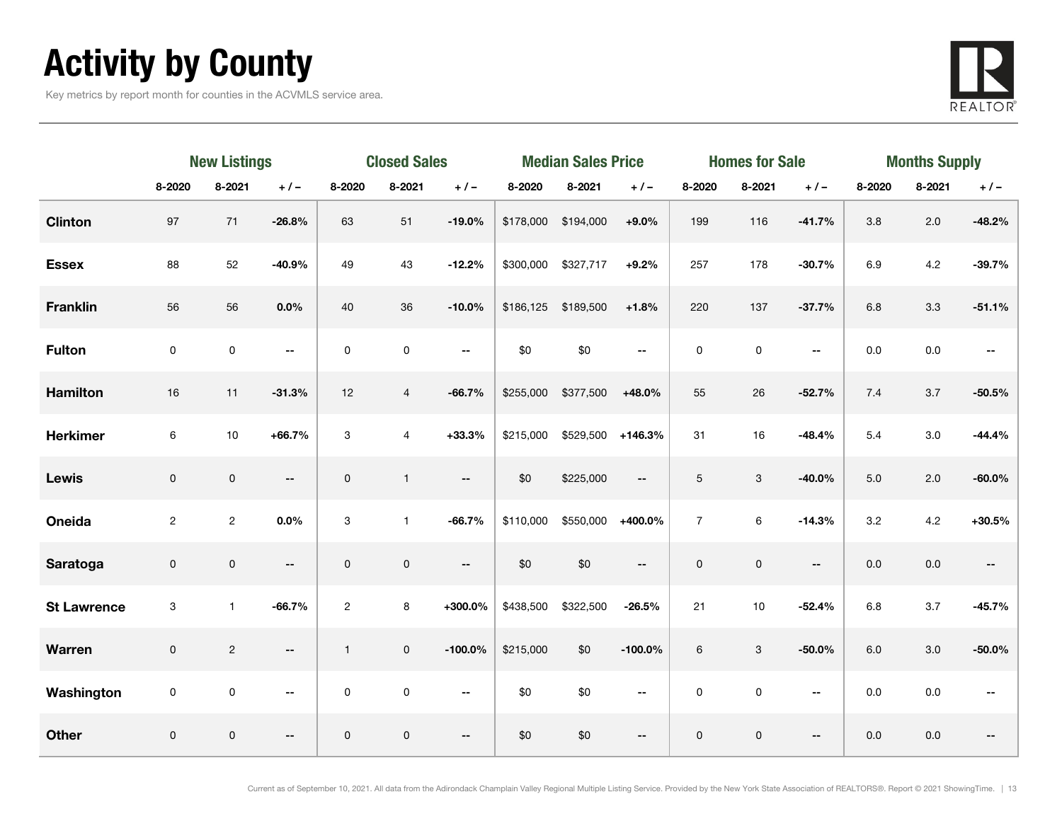# Activity by County

Key metrics by report month for counties in the ACVMLS service area.

| | New Listings | | | Closed Sales | | | Median Sales Price | | | Homes for Sale | | | Months Supply | | |
|---|---|---|---|---|---|---|---|---|---|---|---|---|---|---|---|
| | 8-2020 | 8-2021 | + / – | 8-2020 | 8-2021 | + / – | 8-2020 | 8-2021 | + / – | 8-2020 | 8-2021 | + / – | 8-2020 | 8-2021 | + / – |
| **Clinton** | 97 | 71 | **-26.8%** | 63 | 51 | **-19.0%** | $178,000 | $194,000 | **+9.0%** | 199 | 116 | **-41.7%** | 3.8 | 2.0 | **-48.2%** |
| **Essex** | 88 | 52 | **-40.9%** | 49 | 43 | **-12.2%** | $300,000 | $327,717 | **+9.2%** | 257 | 178 | **-30.7%** | 6.9 | 4.2 | **-39.7%** |
| **Franklin** | 56 | 56 | **0.0%** | 40 | 36 | **-10.0%** | $186,125 | $189,500 | **+1.8%** | 220 | 137 | **-37.7%** | 6.8 | 3.3 | **-51.1%** |
| **Fulton** | 0 | 0 | -- | 0 | 0 | -- | $0 | $0 | -- | 0 | 0 | -- | 0.0 | 0.0 | -- |
| **Hamilton** | 16 | 11 | **-31.3%** | 12 | 4 | **-66.7%** | $255,000 | $377,500 | **+48.0%** | 55 | 26 | **-52.7%** | 7.4 | 3.7 | **-50.5%** |
| **Herkimer** | 6 | 10 | **+66.7%** | 3 | 4 | **+33.3%** | $215,000 | $529,500 | **+146.3%** | 31 | 16 | **-48.4%** | 5.4 | 3.0 | **-44.4%** |
| **Lewis** | 0 | 0 | -- | 0 | 1 | -- | $0 | $225,000 | -- | 5 | 3 | **-40.0%** | 5.0 | 2.0 | **-60.0%** |
| **Oneida** | 2 | 2 | **0.0%** | 3 | 1 | **-66.7%** | $110,000 | $550,000 | **+400.0%** | 7 | 6 | **-14.3%** | 3.2 | 4.2 | **+30.5%** |
| **Saratoga** | 0 | 0 | -- | 0 | 0 | -- | $0 | $0 | -- | 0 | 0 | -- | 0.0 | 0.0 | -- |
| **St Lawrence** | 3 | 1 | **-66.7%** | 2 | 8 | **+300.0%** | $438,500 | $322,500 | **-26.5%** | 21 | 10 | **-52.4%** | 6.8 | 3.7 | **-45.7%** |
| **Warren** | 0 | 2 | -- | 1 | 0 | **-100.0%** | $215,000 | $0 | **-100.0%** | 6 | 3 | **-50.0%** | 6.0 | 3.0 | **-50.0%** |
| **Washington** | 0 | 0 | -- | 0 | 0 | -- | $0 | $0 | -- | 0 | 0 | -- | 0.0 | 0.0 | -- |
| **Other** | 0 | 0 | -- | 0 | 0 | -- | $0 | $0 | -- | 0 | 0 | -- | 0.0 | 0.0 | -- |

Current as of September 10, 2021. All data from the Adirondack Champlain Valley Regional Multiple Listing Service. Provided by the New York State Association of REALTORS®. Report © 2021 ShowingTime.